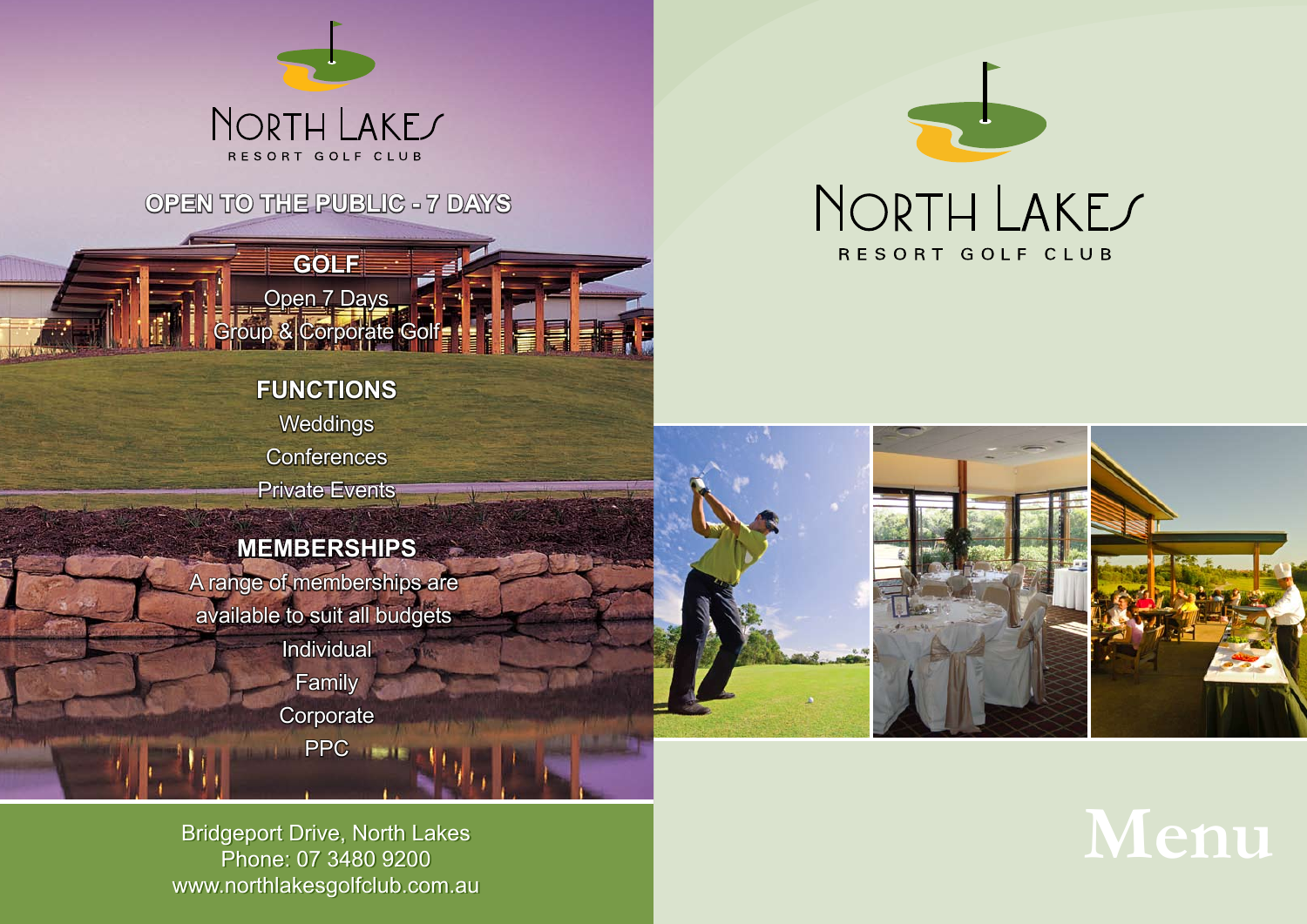# North Lakes

RESORT GOLF CLUB

**OPEN TO THE PUBLIC - 7 DAYS**

## GOLF

Open 7 Days

Group & Corporate Golf

## FUNCTIONS

Weddings

Conferences

Private Events

## MEMBERSHIPS

A range of memberships are available to suit all budgets

Individual

Family

Corporate

PPC

Bridgeport Drive, North Lakes

Phone: 07 3480 9200

www.northlakesgolfclub.com.au

# North Lakes

RESORT GOLF CLUB

# Menu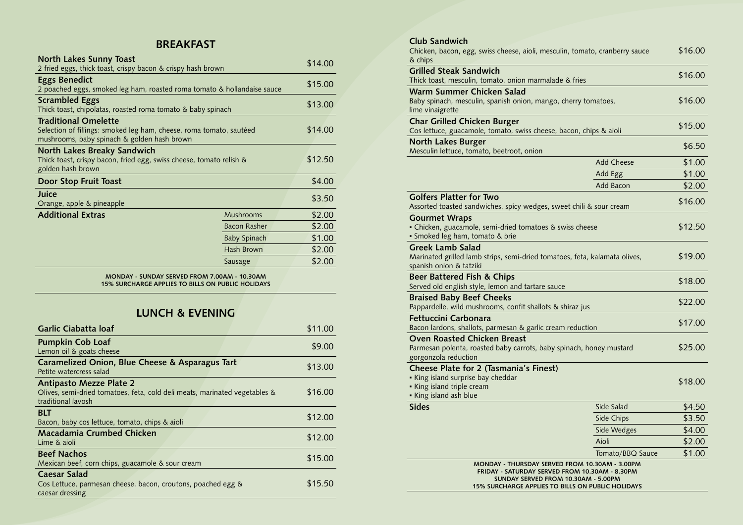## BREAKFAST

| | | |
|---|---|---|
| **North Lakes Sunny Toast**<br>2 fried eggs, thick toast, crispy bacon & crispy hash brown | | $14.00 |
| **Eggs Benedict**<br>2 poached eggs, smoked leg ham, roasted roma tomato & hollandaise sauce | | $15.00 |
| **Scrambled Eggs**<br>Thick toast, chipolatas, roasted roma tomato & baby spinach | | $13.00 |
| **Traditional Omelette**<br>Selection of fillings: smoked leg ham, cheese, roma tomato, sautéed mushrooms, baby spinach & golden hash brown | | $14.00 |
| **North Lakes Breaky Sandwich**<br>Thick toast, crispy bacon, fried egg, swiss cheese, tomato relish & golden hash brown | | $12.50 |
| **Door Stop Fruit Toast** | | $4.00 |
| **Juice**<br>Orange, apple & pineapple | | $3.50 |
| **Additional Extras** | Mushrooms | $2.00 |
| | Bacon Rasher | $2.00 |
| | Baby Spinach | $1.00 |
| | Hash Brown | $2.00 |
| | Sausage | $2.00 |

**MONDAY - SUNDAY SERVED FROM 7.00AM - 10.30AM**
**15% SURCHARGE APPLIES TO BILLS ON PUBLIC HOLIDAYS**

## LUNCH & EVENING

| | | |
|---|---|---|
| **Garlic Ciabatta loaf** | | $11.00 |
| **Pumpkin Cob Loaf**<br>Lemon oil & goats cheese | | $9.00 |
| **Caramelized Onion, Blue Cheese & Asparagus Tart**<br>Petite watercress salad | | $13.00 |
| **Antipasto Mezze Plate 2**<br>Olives, semi-dried tomatoes, feta, cold deli meats, marinated vegetables & traditional lavosh | | $16.00 |
| **BLT**<br>Bacon, baby cos lettuce, tomato, chips & aioli | | $12.00 |
| **Macadamia Crumbed Chicken**<br>Lime & aioli | | $12.00 |
| **Beef Nachos**<br>Mexican beef, corn chips, guacamole & sour cream | | $15.00 |
| **Caesar Salad**<br>Cos Lettuce, parmesan cheese, bacon, croutons, poached egg & caesar dressing | | $15.50 |
| **Club Sandwich**<br>Chicken, bacon, egg, swiss cheese, aioli, mesculin, tomato, cranberry sauce & chips | | $16.00 |
| **Grilled Steak Sandwich**<br>Thick toast, mesculin, tomato, onion marmalade & fries | | $16.00 |
| **Warm Summer Chicken Salad**<br>Baby spinach, mesculin, spanish onion, mango, cherry tomatoes, lime vinaigrette | | $16.00 |
| **Char Grilled Chicken Burger**<br>Cos lettuce, guacamole, tomato, swiss cheese, bacon, chips & aioli | | $15.00 |
| **North Lakes Burger**<br>Mesculin lettuce, tomato, beetroot, onion | | $6.50 |
| | Add Cheese | $1.00 |
| | Add Egg | $1.00 |
| | Add Bacon | $2.00 |
| **Golfers Platter for Two**<br>Assorted toasted sandwiches, spicy wedges, sweet chili & sour cream | | $16.00 |
| **Gourmet Wraps**<br>• Chicken, guacamole, semi-dried tomatoes & swiss cheese<br>• Smoked leg ham, tomato & brie | | $12.50 |
| **Greek Lamb Salad**<br>Marinated grilled lamb strips, semi-dried tomatoes, feta, kalamata olives, spanish onion & tatziki | | $19.00 |
| **Beer Battered Fish & Chips**<br>Served old english style, lemon and tartare sauce | | $18.00 |
| **Braised Baby Beef Cheeks**<br>Pappardelle, wild mushrooms, confit shallots & shiraz jus | | $22.00 |
| **Fettuccini Carbonara**<br>Bacon lardons, shallots, parmesan & garlic cream reduction | | $17.00 |
| **Oven Roasted Chicken Breast**<br>Parmesan polenta, roasted baby carrots, baby spinach, honey mustard gorgonzola reduction | | $25.00 |
| **Cheese Plate for 2 (Tasmania's Finest)**<br>• King island surprise bay cheddar<br>• King island triple cream<br>• King island ash blue | | $18.00 |
| **Sides** | Side Salad | $4.50 |
| | Side Chips | $3.50 |
| | Side Wedges | $4.00 |
| | Aioli | $2.00 |
| | Tomato/BBQ Sauce | $1.00 |

**MONDAY - THURSDAY SERVED FROM 10.30AM - 3.00PM**
**FRIDAY - SATURDAY SERVED FROM 10.30AM - 8.30PM**
**SUNDAY SERVED FROM 10.30AM - 5.00PM**
**15% SURCHARGE APPLIES TO BILLS ON PUBLIC HOLIDAYS**